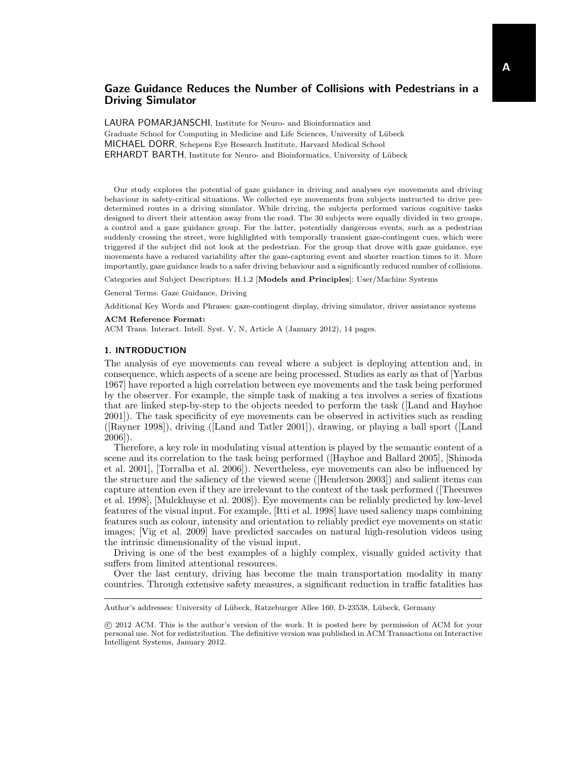# Gaze Guidance Reduces the Number of Collisions with Pedestrians in a Driving Simulator

LAURA POMARJANSCHI, Institute for Neuro- and Bioinformatics and Graduate School for Computing in Medicine and Life Sciences, University of Lübeck
MICHAEL DORR, Schepens Eye Research Institute, Harvard Medical School
ERHARDT BARTH, Institute for Neuro- and Bioinformatics, University of Lübeck

Our study explores the potential of gaze guidance in driving and analyses eye movements and driving behaviour in safety-critical situations. We collected eye movements from subjects instructed to drive predetermined routes in a driving simulator. While driving, the subjects performed various cognitive tasks designed to divert their attention away from the road. The 30 subjects were equally divided in two groups, a control and a gaze guidance group. For the latter, potentially dangerous events, such as a pedestrian suddenly crossing the street, were highlighted with temporally transient gaze-contingent cues, which were triggered if the subject did not look at the pedestrian. For the group that drove with gaze guidance, eye movements have a reduced variability after the gaze-capturing event and shorter reaction times to it. More importantly, gaze guidance leads to a safer driving behaviour and a significantly reduced number of collisions.

Categories and Subject Descriptors: H.1.2 [**Models and Principles**]: User/Machine Systems

General Terms: Gaze Guidance, Driving

Additional Key Words and Phrases: gaze-contingent display, driving simulator, driver assistance systems

**ACM Reference Format:**
ACM Trans. Interact. Intell. Syst. V, N, Article A (January 2012), 14 pages.

## 1. INTRODUCTION

The analysis of eye movements can reveal where a subject is deploying attention and, in consequence, which aspects of a scene are being processed. Studies as early as that of [Yarbus 1967] have reported a high correlation between eye movements and the task being performed by the observer. For example, the simple task of making a tea involves a series of fixations that are linked step-by-step to the objects needed to perform the task ([Land and Hayhoe 2001]). The task specificity of eye movements can be observed in activities such as reading ([Rayner 1998]), driving ([Land and Tatler 2001]), drawing, or playing a ball sport ([Land 2006]).

Therefore, a key role in modulating visual attention is played by the semantic content of a scene and its correlation to the task being performed ([Hayhoe and Ballard 2005], [Shinoda et al. 2001], [Torralba et al. 2006]). Nevertheless, eye movements can also be influenced by the structure and the saliency of the viewed scene ([Henderson 2003]) and salient items can capture attention even if they are irrelevant to the context of the task performed ([Theeuwes et al. 1998], [Mulckhuyse et al. 2008]). Eye movements can be reliably predicted by low-level features of the visual input. For example, [Itti et al. 1998] have used saliency maps combining features such as colour, intensity and orientation to reliably predict eye movements on static images; [Vig et al. 2009] have predicted saccades on natural high-resolution videos using the intrinsic dimensionality of the visual input.

Driving is one of the best examples of a highly complex, visually guided activity that suffers from limited attentional resources.

Over the last century, driving has become the main transportation modality in many countries. Through extensive safety measures, a significant reduction in traffic fatalities has

Author's addresses: University of Lübeck, Ratzeburger Allee 160, D-23538, Lübeck, Germany

© 2012 ACM. This is the author's version of the work. It is posted here by permission of ACM for your personal use. Not for redistribution. The definitive version was published in ACM Transactions on Interactive Intelligent Systems, January 2012.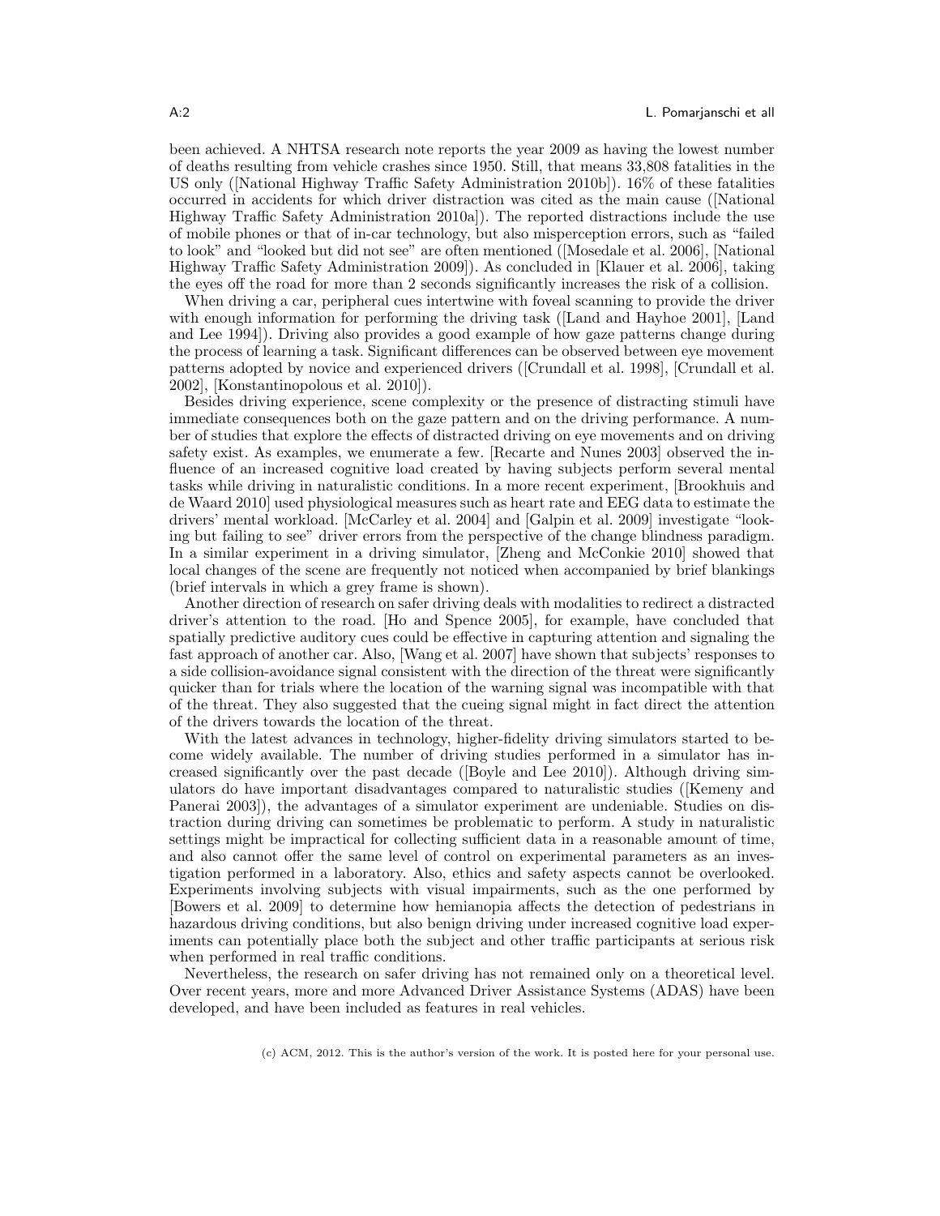been achieved. A NHTSA research note reports the year 2009 as having the lowest number of deaths resulting from vehicle crashes since 1950. Still, that means 33,808 fatalities in the US only ([National Highway Traffic Safety Administration 2010b]). 16% of these fatalities occurred in accidents for which driver distraction was cited as the main cause ([National Highway Traffic Safety Administration 2010a]). The reported distractions include the use of mobile phones or that of in-car technology, but also misperception errors, such as "failed to look" and "looked but did not see" are often mentioned ([Mosedale et al. 2006], [National Highway Traffic Safety Administration 2009]). As concluded in [Klauer et al. 2006], taking the eyes off the road for more than 2 seconds significantly increases the risk of a collision.

When driving a car, peripheral cues intertwine with foveal scanning to provide the driver with enough information for performing the driving task ([Land and Hayhoe 2001], [Land and Lee 1994]). Driving also provides a good example of how gaze patterns change during the process of learning a task. Significant differences can be observed between eye movement patterns adopted by novice and experienced drivers ([Crundall et al. 1998], [Crundall et al. 2002], [Konstantinopolous et al. 2010]).

Besides driving experience, scene complexity or the presence of distracting stimuli have immediate consequences both on the gaze pattern and on the driving performance. A number of studies that explore the effects of distracted driving on eye movements and on driving safety exist. As examples, we enumerate a few. [Recarte and Nunes 2003] observed the influence of an increased cognitive load created by having subjects perform several mental tasks while driving in naturalistic conditions. In a more recent experiment, [Brookhuis and de Waard 2010] used physiological measures such as heart rate and EEG data to estimate the drivers' mental workload. [McCarley et al. 2004] and [Galpin et al. 2009] investigate "looking but failing to see" driver errors from the perspective of the change blindness paradigm. In a similar experiment in a driving simulator, [Zheng and McConkie 2010] showed that local changes of the scene are frequently not noticed when accompanied by brief blankings (brief intervals in which a grey frame is shown).

Another direction of research on safer driving deals with modalities to redirect a distracted driver's attention to the road. [Ho and Spence 2005], for example, have concluded that spatially predictive auditory cues could be effective in capturing attention and signaling the fast approach of another car. Also, [Wang et al. 2007] have shown that subjects' responses to a side collision-avoidance signal consistent with the direction of the threat were significantly quicker than for trials where the location of the warning signal was incompatible with that of the threat. They also suggested that the cueing signal might in fact direct the attention of the drivers towards the location of the threat.

With the latest advances in technology, higher-fidelity driving simulators started to become widely available. The number of driving studies performed in a simulator has increased significantly over the past decade ([Boyle and Lee 2010]). Although driving simulators do have important disadvantages compared to naturalistic studies ([Kemeny and Panerai 2003]), the advantages of a simulator experiment are undeniable. Studies on distraction during driving can sometimes be problematic to perform. A study in naturalistic settings might be impractical for collecting sufficient data in a reasonable amount of time, and also cannot offer the same level of control on experimental parameters as an investigation performed in a laboratory. Also, ethics and safety aspects cannot be overlooked. Experiments involving subjects with visual impairments, such as the one performed by [Bowers et al. 2009] to determine how hemianopia affects the detection of pedestrians in hazardous driving conditions, but also benign driving under increased cognitive load experiments can potentially place both the subject and other traffic participants at serious risk when performed in real traffic conditions.

Nevertheless, the research on safer driving has not remained only on a theoretical level. Over recent years, more and more Advanced Driver Assistance Systems (ADAS) have been developed, and have been included as features in real vehicles.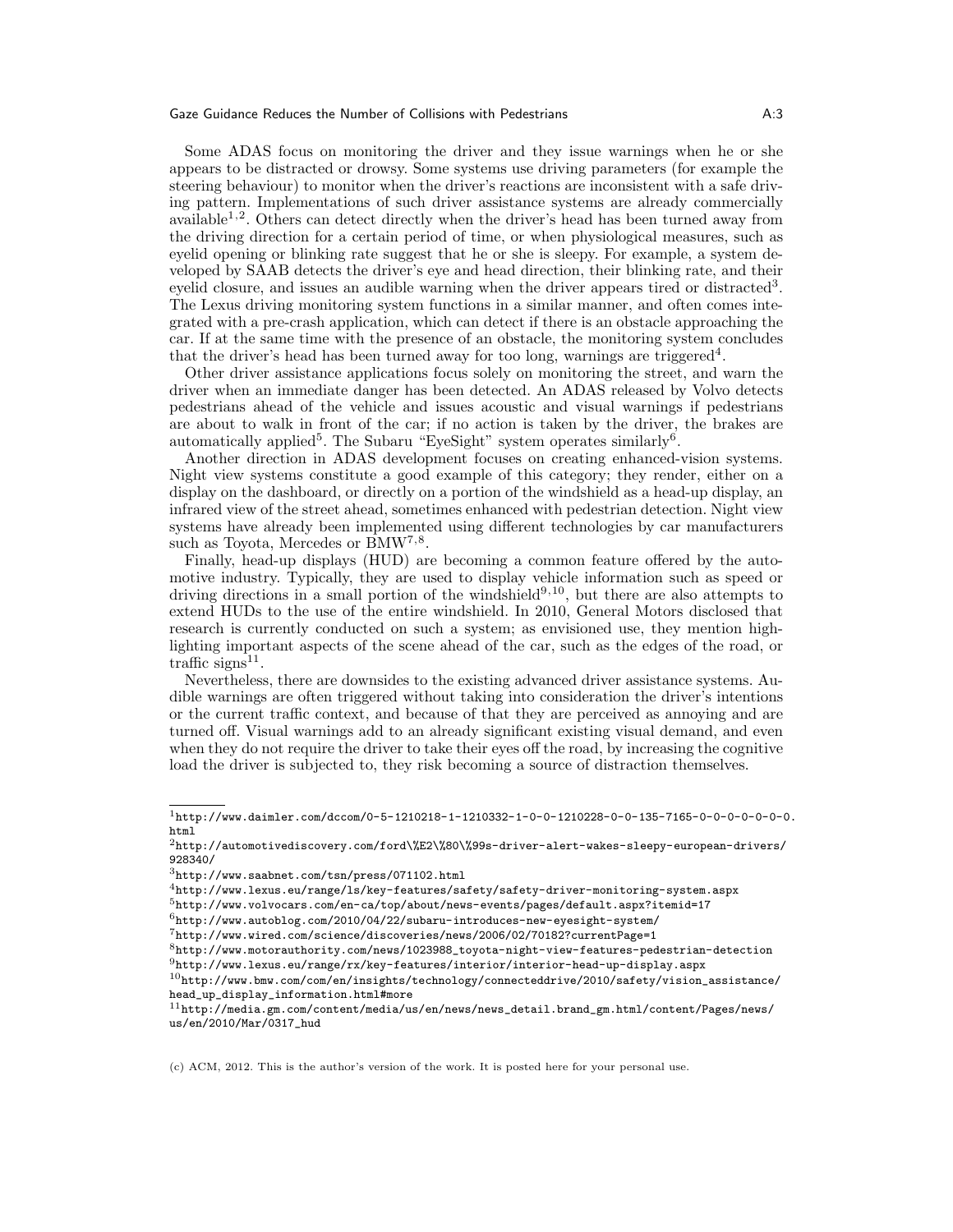Some ADAS focus on monitoring the driver and they issue warnings when he or she appears to be distracted or drowsy. Some systems use driving parameters (for example the steering behaviour) to monitor when the driver's reactions are inconsistent with a safe driving pattern. Implementations of such driver assistance systems are already commercially available[1,2]. Others can detect directly when the driver's head has been turned away from the driving direction for a certain period of time, or when physiological measures, such as eyelid opening or blinking rate suggest that he or she is sleepy. For example, a system developed by SAAB detects the driver's eye and head direction, their blinking rate, and their eyelid closure, and issues an audible warning when the driver appears tired or distracted[3]. The Lexus driving monitoring system functions in a similar manner, and often comes integrated with a pre-crash application, which can detect if there is an obstacle approaching the car. If at the same time with the presence of an obstacle, the monitoring system concludes that the driver's head has been turned away for too long, warnings are triggered[4].

Other driver assistance applications focus solely on monitoring the street, and warn the driver when an immediate danger has been detected. An ADAS released by Volvo detects pedestrians ahead of the vehicle and issues acoustic and visual warnings if pedestrians are about to walk in front of the car; if no action is taken by the driver, the brakes are automatically applied[5]. The Subaru "EyeSight" system operates similarly[6].

Another direction in ADAS development focuses on creating enhanced-vision systems. Night view systems constitute a good example of this category; they render, either on a display on the dashboard, or directly on a portion of the windshield as a head-up display, an infrared view of the street ahead, sometimes enhanced with pedestrian detection. Night view systems have already been implemented using different technologies by car manufacturers such as Toyota, Mercedes or BMW[7,8].

Finally, head-up displays (HUD) are becoming a common feature offered by the automotive industry. Typically, they are used to display vehicle information such as speed or driving directions in a small portion of the windshield[9,10], but there are also attempts to extend HUDs to the use of the entire windshield. In 2010, General Motors disclosed that research is currently conducted on such a system; as envisioned use, they mention highlighting important aspects of the scene ahead of the car, such as the edges of the road, or traffic signs[11].

Nevertheless, there are downsides to the existing advanced driver assistance systems. Audible warnings are often triggered without taking into consideration the driver's intentions or the current traffic context, and because of that they are perceived as annoying and are turned off. Visual warnings add to an already significant existing visual demand, and even when they do not require the driver to take their eyes off the road, by increasing the cognitive load the driver is subjected to, they risk becoming a source of distraction themselves.

---

[1] http://www.daimler.com/dccom/0-5-1210218-1-1210332-1-0-0-1210228-0-0-135-7165-0-0-0-0-0-0-0.html

[2] http://automotivediscovery.com/ford\%E2\%80\%99s-driver-alert-wakes-sleepy-european-drivers/928340/

[3] http://www.saabnet.com/tsn/press/071102.html

[4] http://www.lexus.eu/range/ls/key-features/safety/safety-driver-monitoring-system.aspx

[5] http://www.volvocars.com/en-ca/top/about/news-events/pages/default.aspx?itemid=17

[6] http://www.autoblog.com/2010/04/22/subaru-introduces-new-eyesight-system/

[7] http://www.wired.com/science/discoveries/news/2006/02/70182?currentPage=1

[8] http://www.motorauthority.com/news/1023988_toyota-night-view-features-pedestrian-detection

[9] http://www.lexus.eu/range/rx/key-features/interior/interior-head-up-display.aspx

[10] http://www.bmw.com/com/en/insights/technology/connecteddrive/2010/safety/vision_assistance/head_up_display_information.html#more

[11] http://media.gm.com/content/media/us/en/news/news_detail.brand_gm.html/content/Pages/news/us/en/2010/Mar/0317_hud

(c) ACM, 2012. This is the author's version of the work. It is posted here for your personal use.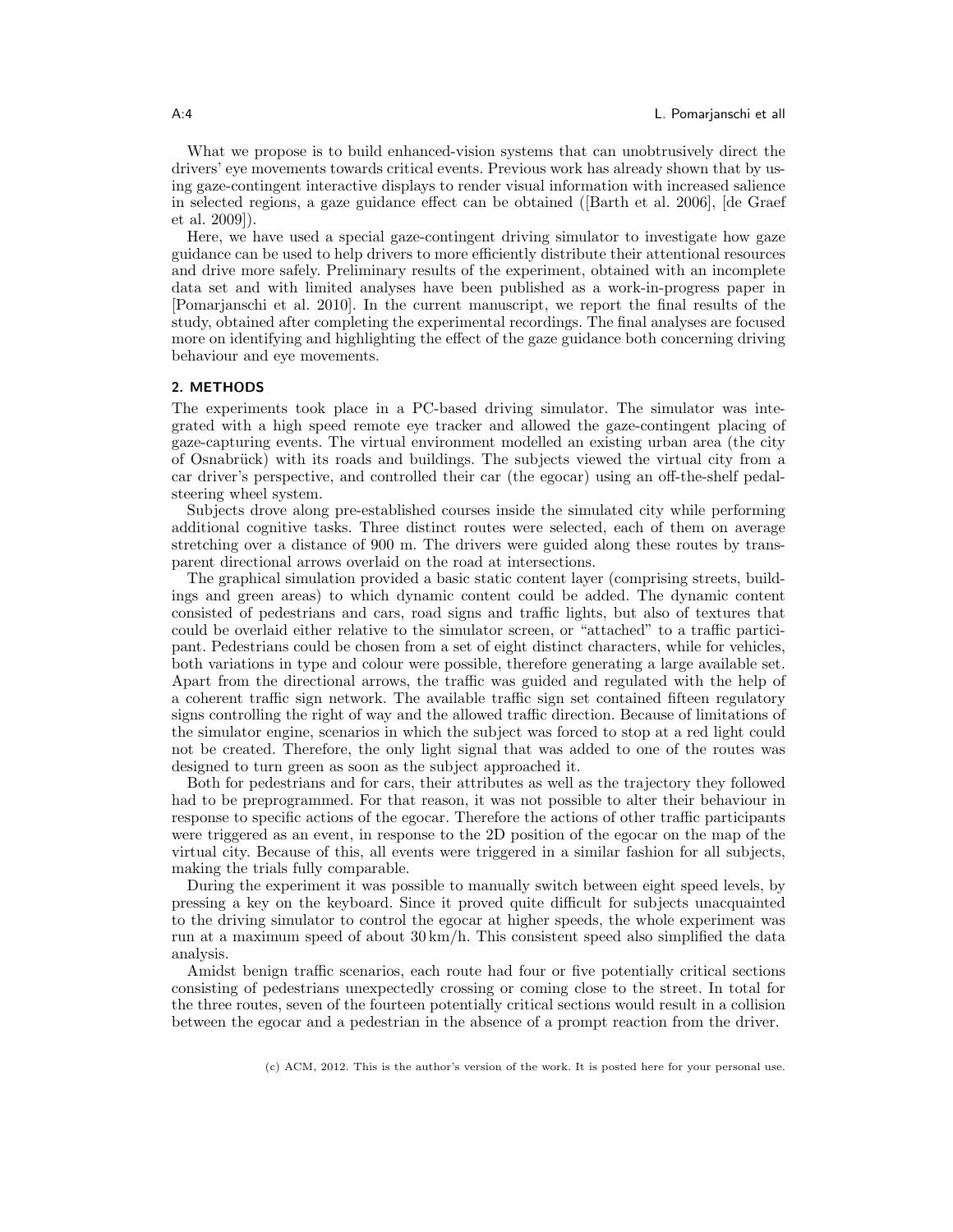What we propose is to build enhanced-vision systems that can unobtrusively direct the drivers' eye movements towards critical events. Previous work has already shown that by using gaze-contingent interactive displays to render visual information with increased salience in selected regions, a gaze guidance effect can be obtained ([Barth et al. 2006], [de Graef et al. 2009]).

Here, we have used a special gaze-contingent driving simulator to investigate how gaze guidance can be used to help drivers to more efficiently distribute their attentional resources and drive more safely. Preliminary results of the experiment, obtained with an incomplete data set and with limited analyses have been published as a work-in-progress paper in [Pomarjanschi et al. 2010]. In the current manuscript, we report the final results of the study, obtained after completing the experimental recordings. The final analyses are focused more on identifying and highlighting the effect of the gaze guidance both concerning driving behaviour and eye movements.

## 2. METHODS

The experiments took place in a PC-based driving simulator. The simulator was integrated with a high speed remote eye tracker and allowed the gaze-contingent placing of gaze-capturing events. The virtual environment modelled an existing urban area (the city of Osnabrück) with its roads and buildings. The subjects viewed the virtual city from a car driver's perspective, and controlled their car (the egocar) using an off-the-shelf pedal-steering wheel system.

Subjects drove along pre-established courses inside the simulated city while performing additional cognitive tasks. Three distinct routes were selected, each of them on average stretching over a distance of 900 m. The drivers were guided along these routes by transparent directional arrows overlaid on the road at intersections.

The graphical simulation provided a basic static content layer (comprising streets, buildings and green areas) to which dynamic content could be added. The dynamic content consisted of pedestrians and cars, road signs and traffic lights, but also of textures that could be overlaid either relative to the simulator screen, or "attached" to a traffic participant. Pedestrians could be chosen from a set of eight distinct characters, while for vehicles, both variations in type and colour were possible, therefore generating a large available set. Apart from the directional arrows, the traffic was guided and regulated with the help of a coherent traffic sign network. The available traffic sign set contained fifteen regulatory signs controlling the right of way and the allowed traffic direction. Because of limitations of the simulator engine, scenarios in which the subject was forced to stop at a red light could not be created. Therefore, the only light signal that was added to one of the routes was designed to turn green as soon as the subject approached it.

Both for pedestrians and for cars, their attributes as well as the trajectory they followed had to be preprogrammed. For that reason, it was not possible to alter their behaviour in response to specific actions of the egocar. Therefore the actions of other traffic participants were triggered as an event, in response to the 2D position of the egocar on the map of the virtual city. Because of this, all events were triggered in a similar fashion for all subjects, making the trials fully comparable.

During the experiment it was possible to manually switch between eight speed levels, by pressing a key on the keyboard. Since it proved quite difficult for subjects unacquainted to the driving simulator to control the egocar at higher speeds, the whole experiment was run at a maximum speed of about 30 km/h. This consistent speed also simplified the data analysis.

Amidst benign traffic scenarios, each route had four or five potentially critical sections consisting of pedestrians unexpectedly crossing or coming close to the street. In total for the three routes, seven of the fourteen potentially critical sections would result in a collision between the egocar and a pedestrian in the absence of a prompt reaction from the driver.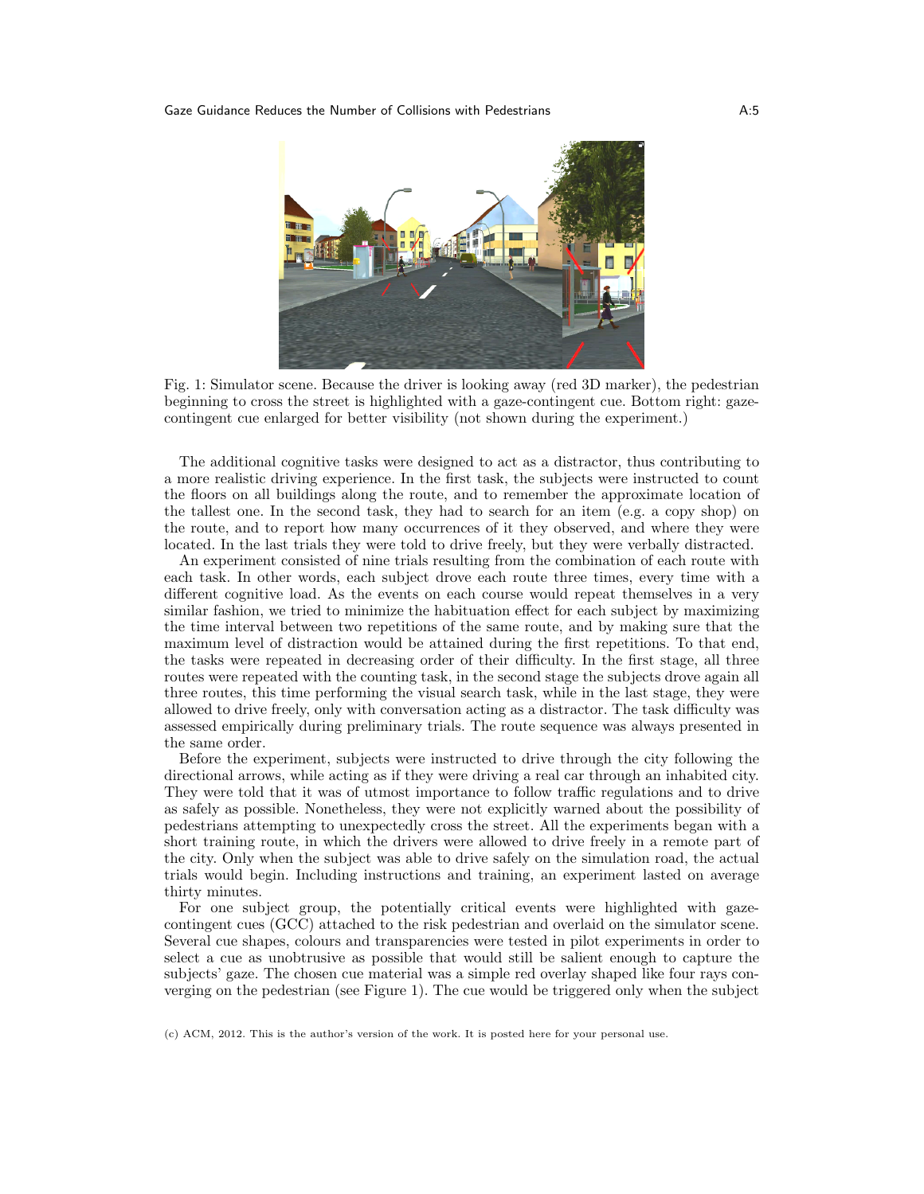Fig. 1: Simulator scene. Because the driver is looking away (red 3D marker), the pedestrian beginning to cross the street is highlighted with a gaze-contingent cue. Bottom right: gaze-contingent cue enlarged for better visibility (not shown during the experiment.)

The additional cognitive tasks were designed to act as a distractor, thus contributing to a more realistic driving experience. In the first task, the subjects were instructed to count the floors on all buildings along the route, and to remember the approximate location of the tallest one. In the second task, they had to search for an item (e.g. a copy shop) on the route, and to report how many occurrences of it they observed, and where they were located. In the last trials they were told to drive freely, but they were verbally distracted.

An experiment consisted of nine trials resulting from the combination of each route with each task. In other words, each subject drove each route three times, every time with a different cognitive load. As the events on each course would repeat themselves in a very similar fashion, we tried to minimize the habituation effect for each subject by maximizing the time interval between two repetitions of the same route, and by making sure that the maximum level of distraction would be attained during the first repetitions. To that end, the tasks were repeated in decreasing order of their difficulty. In the first stage, all three routes were repeated with the counting task, in the second stage the subjects drove again all three routes, this time performing the visual search task, while in the last stage, they were allowed to drive freely, only with conversation acting as a distractor. The task difficulty was assessed empirically during preliminary trials. The route sequence was always presented in the same order.

Before the experiment, subjects were instructed to drive through the city following the directional arrows, while acting as if they were driving a real car through an inhabited city. They were told that it was of utmost importance to follow traffic regulations and to drive as safely as possible. Nonetheless, they were not explicitly warned about the possibility of pedestrians attempting to unexpectedly cross the street. All the experiments began with a short training route, in which the drivers were allowed to drive freely in a remote part of the city. Only when the subject was able to drive safely on the simulation road, the actual trials would begin. Including instructions and training, an experiment lasted on average thirty minutes.

For one subject group, the potentially critical events were highlighted with gaze-contingent cues (GCC) attached to the risk pedestrian and overlaid on the simulator scene. Several cue shapes, colours and transparencies were tested in pilot experiments in order to select a cue as unobtrusive as possible that would still be salient enough to capture the subjects' gaze. The chosen cue material was a simple red overlay shaped like four rays converging on the pedestrian (see Figure 1). The cue would be triggered only when the subject

(c) ACM, 2012. This is the author's version of the work. It is posted here for your personal use.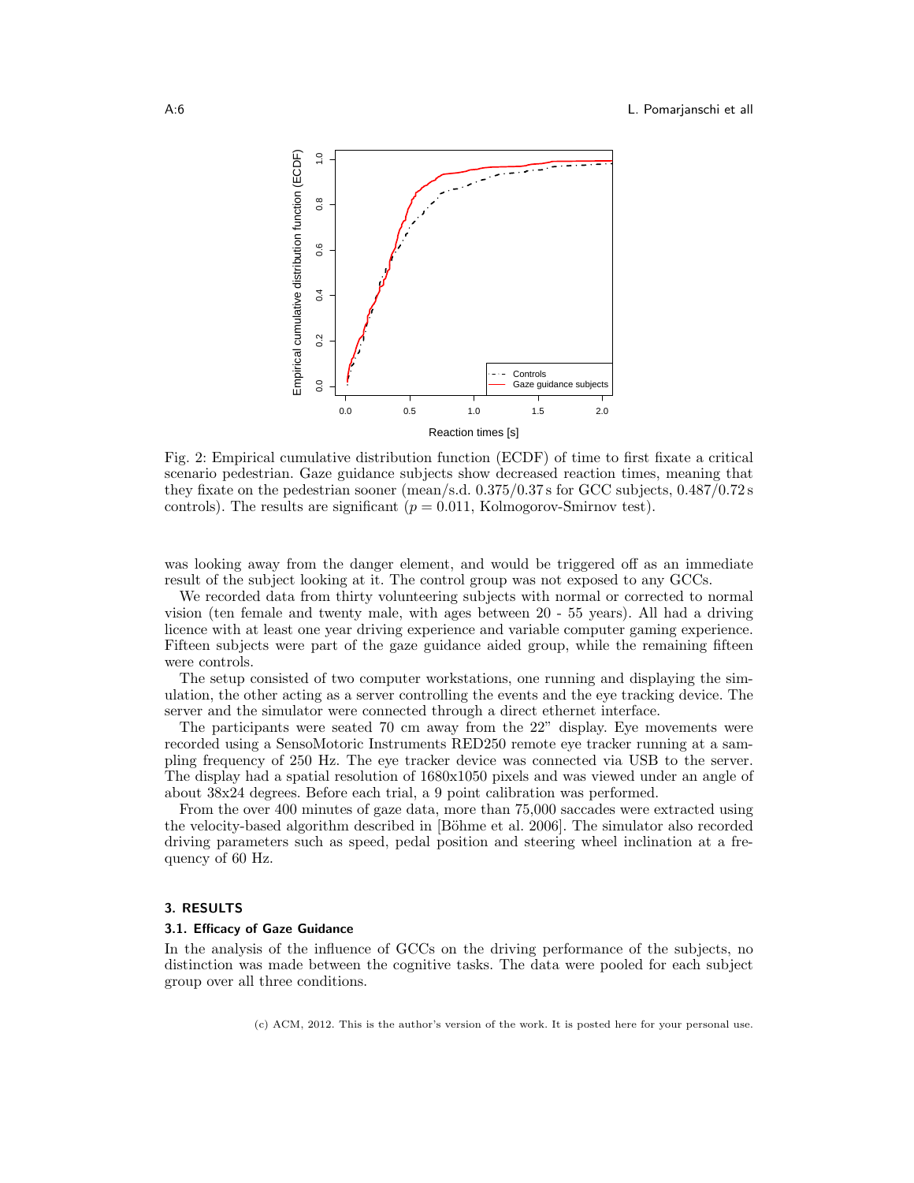Fig. 2: Empirical cumulative distribution function (ECDF) of time to first fixate a critical scenario pedestrian. Gaze guidance subjects show decreased reaction times, meaning that they fixate on the pedestrian sooner (mean/s.d. 0.375/0.37 s for GCC subjects, 0.487/0.72 s controls). The results are significant ($p = 0.011$, Kolmogorov-Smirnov test).

was looking away from the danger element, and would be triggered off as an immediate result of the subject looking at it. The control group was not exposed to any GCCs.

We recorded data from thirty volunteering subjects with normal or corrected to normal vision (ten female and twenty male, with ages between 20 - 55 years). All had a driving licence with at least one year driving experience and variable computer gaming experience. Fifteen subjects were part of the gaze guidance aided group, while the remaining fifteen were controls.

The setup consisted of two computer workstations, one running and displaying the simulation, the other acting as a server controlling the events and the eye tracking device. The server and the simulator were connected through a direct ethernet interface.

The participants were seated 70 cm away from the 22" display. Eye movements were recorded using a SensoMotoric Instruments RED250 remote eye tracker running at a sampling frequency of 250 Hz. The eye tracker device was connected via USB to the server. The display had a spatial resolution of 1680x1050 pixels and was viewed under an angle of about 38x24 degrees. Before each trial, a 9 point calibration was performed.

From the over 400 minutes of gaze data, more than 75,000 saccades were extracted using the velocity-based algorithm described in [Böhme et al. 2006]. The simulator also recorded driving parameters such as speed, pedal position and steering wheel inclination at a frequency of 60 Hz.

## 3. RESULTS

### 3.1. Efficacy of Gaze Guidance

In the analysis of the influence of GCCs on the driving performance of the subjects, no distinction was made between the cognitive tasks. The data were pooled for each subject group over all three conditions.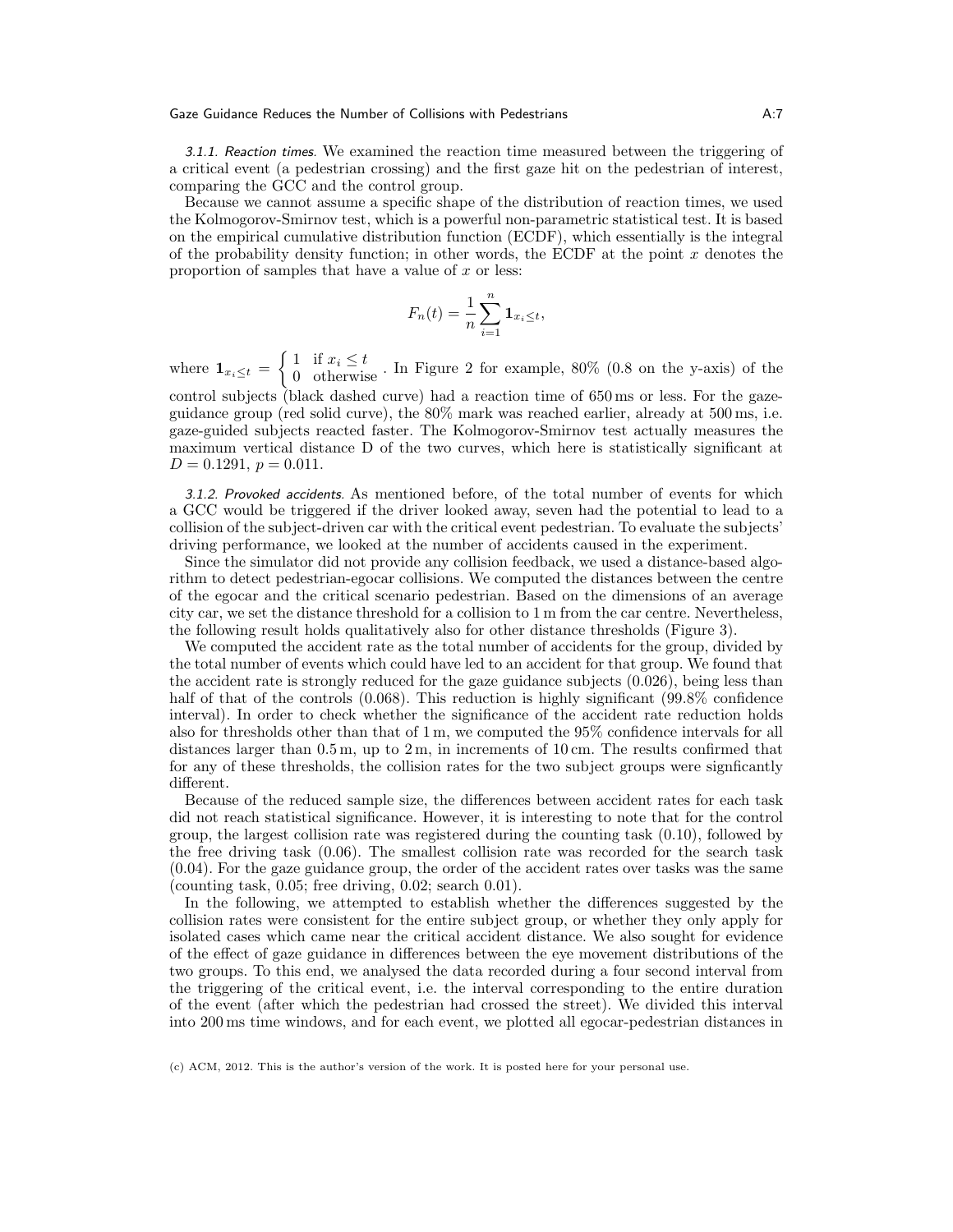*3.1.1. Reaction times.* We examined the reaction time measured between the triggering of a critical event (a pedestrian crossing) and the first gaze hit on the pedestrian of interest, comparing the GCC and the control group.

Because we cannot assume a specific shape of the distribution of reaction times, we used the Kolmogorov-Smirnov test, which is a powerful non-parametric statistical test. It is based on the empirical cumulative distribution function (ECDF), which essentially is the integral of the probability density function; in other words, the ECDF at the point $x$ denotes the proportion of samples that have a value of $x$ or less:

$$F_n(t) = \frac{1}{n} \sum_{i=1}^{n} \mathbf{1}_{x_i \leq t},$$

where $\mathbf{1}_{x_i \leq t} = \begin{cases} 1 & \text{if } x_i \leq t \\ 0 & \text{otherwise} \end{cases}$. In Figure 2 for example, 80% (0.8 on the y-axis) of the control subjects (black dashed curve) had a reaction time of 650 ms or less. For the gaze-guidance group (red solid curve), the 80% mark was reached earlier, already at 500 ms, i.e. gaze-guided subjects reacted faster. The Kolmogorov-Smirnov test actually measures the maximum vertical distance D of the two curves, which here is statistically significant at $D = 0.1291$, $p = 0.011$.

*3.1.2. Provoked accidents.* As mentioned before, of the total number of events for which a GCC would be triggered if the driver looked away, seven had the potential to lead to a collision of the subject-driven car with the critical event pedestrian. To evaluate the subjects' driving performance, we looked at the number of accidents caused in the experiment.

Since the simulator did not provide any collision feedback, we used a distance-based algorithm to detect pedestrian-egocar collisions. We computed the distances between the centre of the egocar and the critical scenario pedestrian. Based on the dimensions of an average city car, we set the distance threshold for a collision to 1 m from the car centre. Nevertheless, the following result holds qualitatively also for other distance thresholds (Figure 3).

We computed the accident rate as the total number of accidents for the group, divided by the total number of events which could have led to an accident for that group. We found that the accident rate is strongly reduced for the gaze guidance subjects (0.026), being less than half of that of the controls (0.068). This reduction is highly significant (99.8% confidence interval). In order to check whether the significance of the accident rate reduction holds also for thresholds other than that of 1 m, we computed the 95% confidence intervals for all distances larger than 0.5 m, up to 2 m, in increments of 10 cm. The results confirmed that for any of these thresholds, the collision rates for the two subject groups were signficantly different.

Because of the reduced sample size, the differences between accident rates for each task did not reach statistical significance. However, it is interesting to note that for the control group, the largest collision rate was registered during the counting task (0.10), followed by the free driving task (0.06). The smallest collision rate was recorded for the search task (0.04). For the gaze guidance group, the order of the accident rates over tasks was the same (counting task, 0.05; free driving, 0.02; search 0.01).

In the following, we attempted to establish whether the differences suggested by the collision rates were consistent for the entire subject group, or whether they only apply for isolated cases which came near the critical accident distance. We also sought for evidence of the effect of gaze guidance in differences between the eye movement distributions of the two groups. To this end, we analysed the data recorded during a four second interval from the triggering of the critical event, i.e. the interval corresponding to the entire duration of the event (after which the pedestrian had crossed the street). We divided this interval into 200 ms time windows, and for each event, we plotted all egocar-pedestrian distances in

(c) ACM, 2012. This is the author's version of the work. It is posted here for your personal use.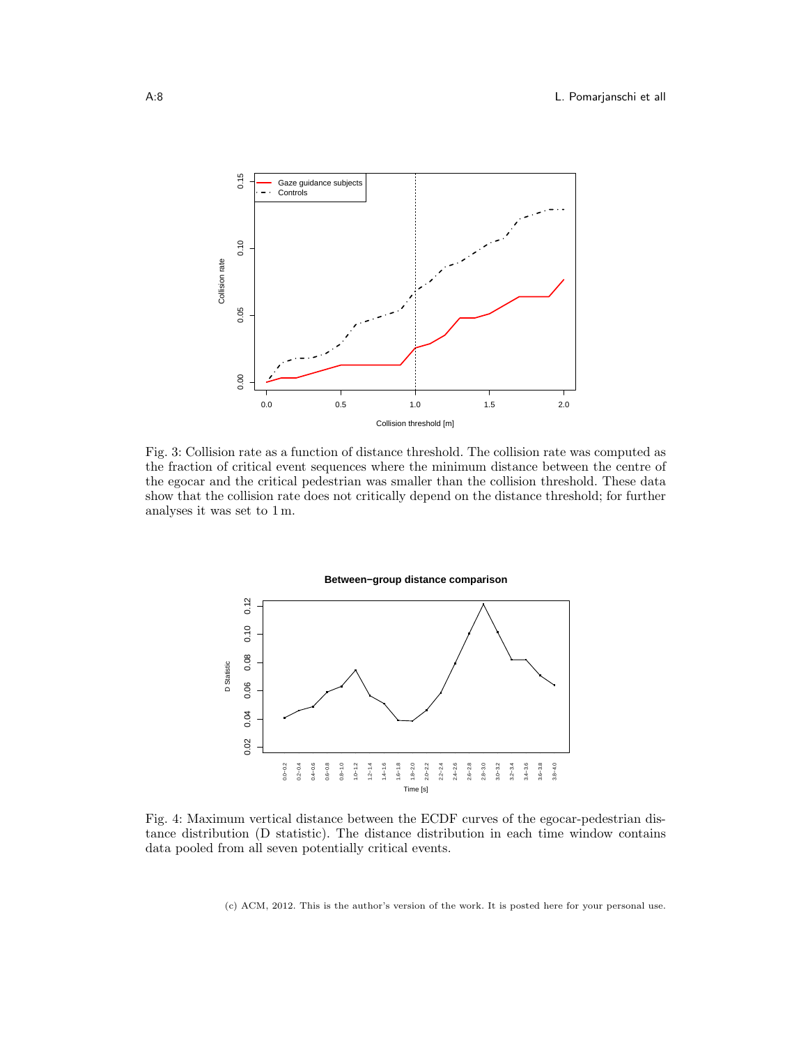Fig. 3: Collision rate as a function of distance threshold. The collision rate was computed as the fraction of critical event sequences where the minimum distance between the centre of the egocar and the critical pedestrian was smaller than the collision threshold. These data show that the collision rate does not critically depend on the distance threshold; for further analyses it was set to 1 m.

Fig. 4: Maximum vertical distance between the ECDF curves of the egocar-pedestrian distance distribution (D statistic). The distance distribution in each time window contains data pooled from all seven potentially critical events.

(c) ACM, 2012. This is the author's version of the work. It is posted here for your personal use.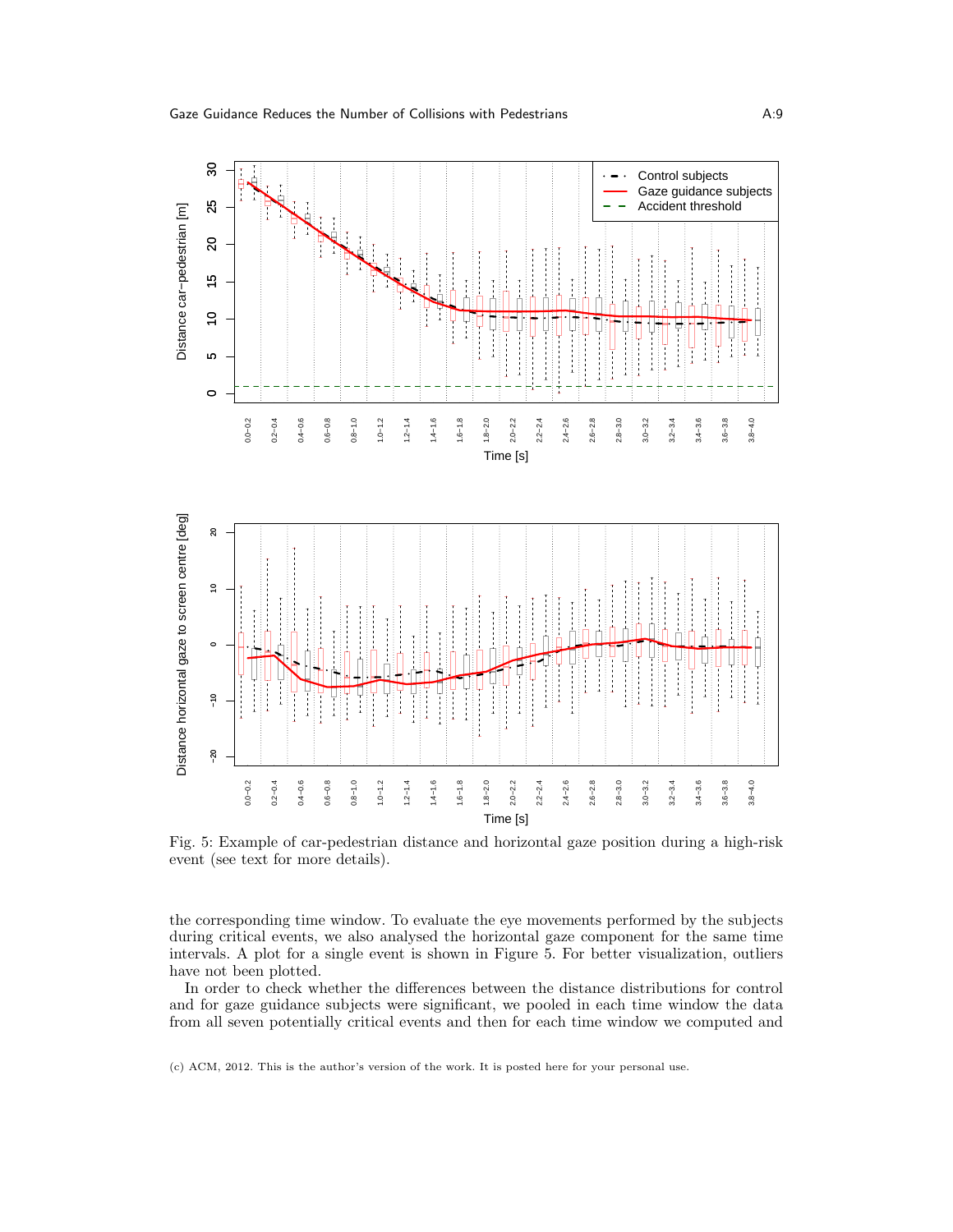Fig. 5: Example of car-pedestrian distance and horizontal gaze position during a high-risk event (see text for more details).

the corresponding time window. To evaluate the eye movements performed by the subjects during critical events, we also analysed the horizontal gaze component for the same time intervals. A plot for a single event is shown in Figure 5. For better visualization, outliers have not been plotted.

In order to check whether the differences between the distance distributions for control and for gaze guidance subjects were significant, we pooled in each time window the data from all seven potentially critical events and then for each time window we computed and

(c) ACM, 2012. This is the author's version of the work. It is posted here for your personal use.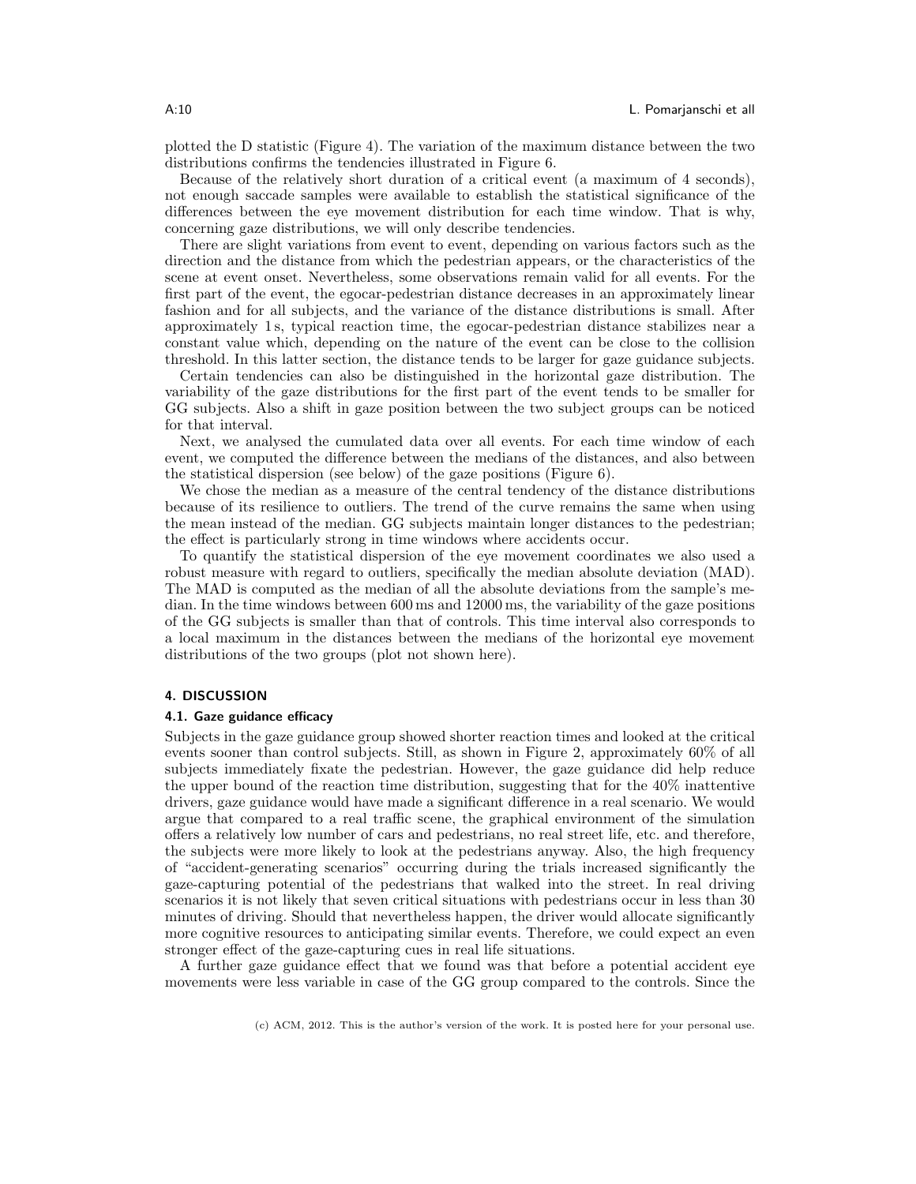plotted the D statistic (Figure 4). The variation of the maximum distance between the two distributions confirms the tendencies illustrated in Figure 6.

Because of the relatively short duration of a critical event (a maximum of 4 seconds), not enough saccade samples were available to establish the statistical significance of the differences between the eye movement distribution for each time window. That is why, concerning gaze distributions, we will only describe tendencies.

There are slight variations from event to event, depending on various factors such as the direction and the distance from which the pedestrian appears, or the characteristics of the scene at event onset. Nevertheless, some observations remain valid for all events. For the first part of the event, the egocar-pedestrian distance decreases in an approximately linear fashion and for all subjects, and the variance of the distance distributions is small. After approximately 1 s, typical reaction time, the egocar-pedestrian distance stabilizes near a constant value which, depending on the nature of the event can be close to the collision threshold. In this latter section, the distance tends to be larger for gaze guidance subjects.

Certain tendencies can also be distinguished in the horizontal gaze distribution. The variability of the gaze distributions for the first part of the event tends to be smaller for GG subjects. Also a shift in gaze position between the two subject groups can be noticed for that interval.

Next, we analysed the cumulated data over all events. For each time window of each event, we computed the difference between the medians of the distances, and also between the statistical dispersion (see below) of the gaze positions (Figure 6).

We chose the median as a measure of the central tendency of the distance distributions because of its resilience to outliers. The trend of the curve remains the same when using the mean instead of the median. GG subjects maintain longer distances to the pedestrian; the effect is particularly strong in time windows where accidents occur.

To quantify the statistical dispersion of the eye movement coordinates we also used a robust measure with regard to outliers, specifically the median absolute deviation (MAD). The MAD is computed as the median of all the absolute deviations from the sample's median. In the time windows between 600 ms and 12000 ms, the variability of the gaze positions of the GG subjects is smaller than that of controls. This time interval also corresponds to a local maximum in the distances between the medians of the horizontal eye movement distributions of the two groups (plot not shown here).

## 4. DISCUSSION

### 4.1. Gaze guidance efficacy

Subjects in the gaze guidance group showed shorter reaction times and looked at the critical events sooner than control subjects. Still, as shown in Figure 2, approximately 60% of all subjects immediately fixate the pedestrian. However, the gaze guidance did help reduce the upper bound of the reaction time distribution, suggesting that for the 40% inattentive drivers, gaze guidance would have made a significant difference in a real scenario. We would argue that compared to a real traffic scene, the graphical environment of the simulation offers a relatively low number of cars and pedestrians, no real street life, etc. and therefore, the subjects were more likely to look at the pedestrians anyway. Also, the high frequency of "accident-generating scenarios" occurring during the trials increased significantly the gaze-capturing potential of the pedestrians that walked into the street. In real driving scenarios it is not likely that seven critical situations with pedestrians occur in less than 30 minutes of driving. Should that nevertheless happen, the driver would allocate significantly more cognitive resources to anticipating similar events. Therefore, we could expect an even stronger effect of the gaze-capturing cues in real life situations.

A further gaze guidance effect that we found was that before a potential accident eye movements were less variable in case of the GG group compared to the controls. Since the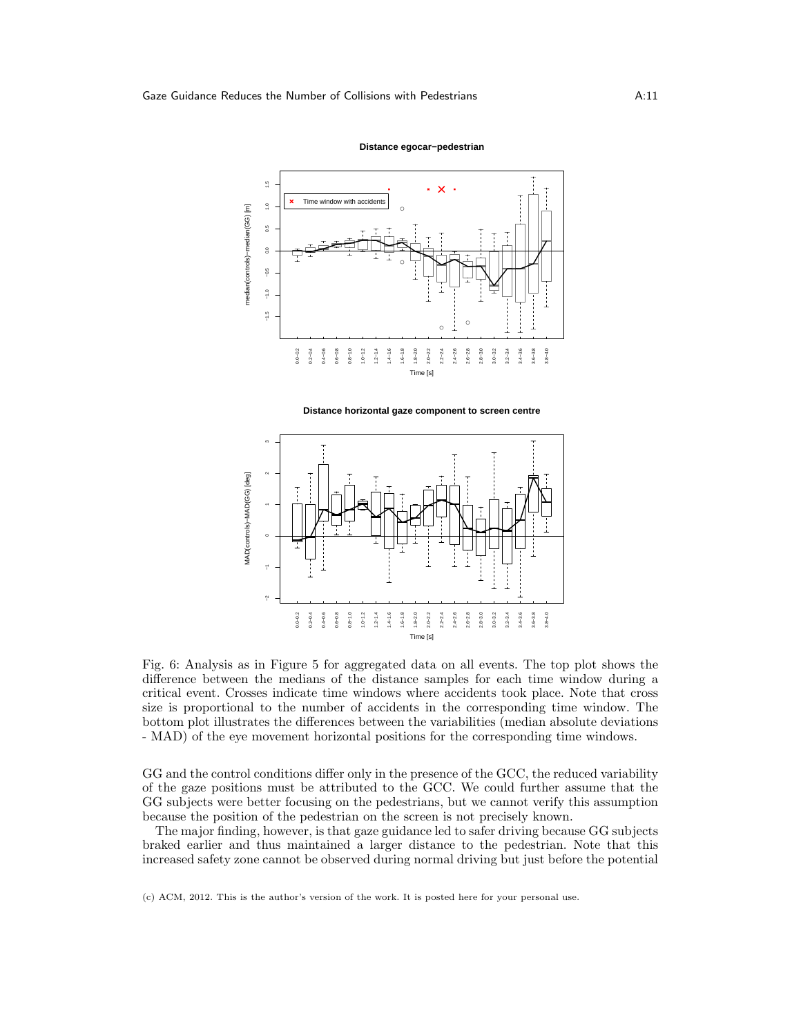Fig. 6: Analysis as in Figure 5 for aggregated data on all events. The top plot shows the difference between the medians of the distance samples for each time window during a critical event. Crosses indicate time windows where accidents took place. Note that cross size is proportional to the number of accidents in the corresponding time window. The bottom plot illustrates the differences between the variabilities (median absolute deviations - MAD) of the eye movement horizontal positions for the corresponding time windows.

GG and the control conditions differ only in the presence of the GCC, the reduced variability of the gaze positions must be attributed to the GCC. We could further assume that the GG subjects were better focusing on the pedestrians, but we cannot verify this assumption because the position of the pedestrian on the screen is not precisely known.

The major finding, however, is that gaze guidance led to safer driving because GG subjects braked earlier and thus maintained a larger distance to the pedestrian. Note that this increased safety zone cannot be observed during normal driving but just before the potential

(c) ACM, 2012. This is the author's version of the work. It is posted here for your personal use.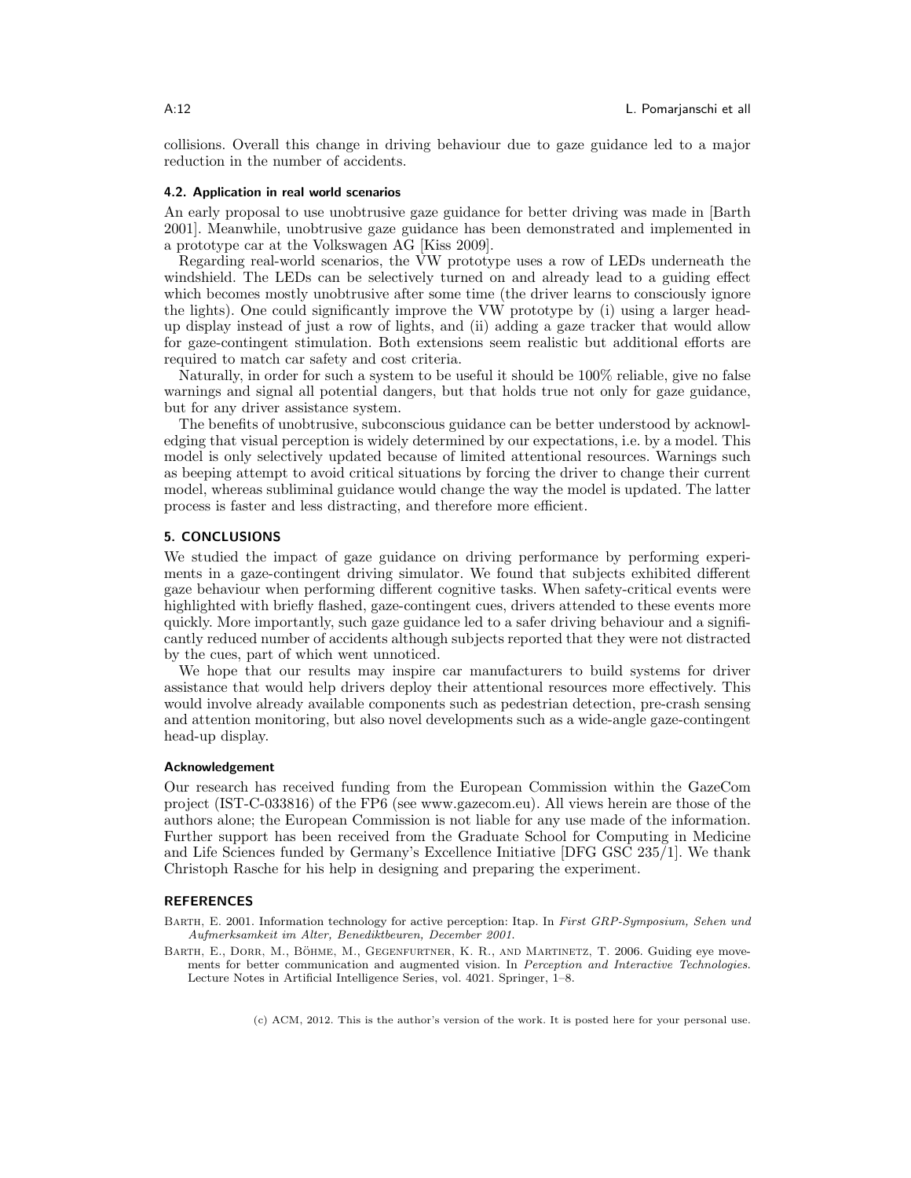collisions. Overall this change in driving behaviour due to gaze guidance led to a major reduction in the number of accidents.

### 4.2. Application in real world scenarios

An early proposal to use unobtrusive gaze guidance for better driving was made in [Barth 2001]. Meanwhile, unobtrusive gaze guidance has been demonstrated and implemented in a prototype car at the Volkswagen AG [Kiss 2009].

Regarding real-world scenarios, the VW prototype uses a row of LEDs underneath the windshield. The LEDs can be selectively turned on and already lead to a guiding effect which becomes mostly unobtrusive after some time (the driver learns to consciously ignore the lights). One could significantly improve the VW prototype by (i) using a larger head-up display instead of just a row of lights, and (ii) adding a gaze tracker that would allow for gaze-contingent stimulation. Both extensions seem realistic but additional efforts are required to match car safety and cost criteria.

Naturally, in order for such a system to be useful it should be 100% reliable, give no false warnings and signal all potential dangers, but that holds true not only for gaze guidance, but for any driver assistance system.

The benefits of unobtrusive, subconscious guidance can be better understood by acknowledging that visual perception is widely determined by our expectations, i.e. by a model. This model is only selectively updated because of limited attentional resources. Warnings such as beeping attempt to avoid critical situations by forcing the driver to change their current model, whereas subliminal guidance would change the way the model is updated. The latter process is faster and less distracting, and therefore more efficient.

## 5. CONCLUSIONS

We studied the impact of gaze guidance on driving performance by performing experiments in a gaze-contingent driving simulator. We found that subjects exhibited different gaze behaviour when performing different cognitive tasks. When safety-critical events were highlighted with briefly flashed, gaze-contingent cues, drivers attended to these events more quickly. More importantly, such gaze guidance led to a safer driving behaviour and a significantly reduced number of accidents although subjects reported that they were not distracted by the cues, part of which went unnoticed.

We hope that our results may inspire car manufacturers to build systems for driver assistance that would help drivers deploy their attentional resources more effectively. This would involve already available components such as pedestrian detection, pre-crash sensing and attention monitoring, but also novel developments such as a wide-angle gaze-contingent head-up display.

### Acknowledgement

Our research has received funding from the European Commission within the GazeCom project (IST-C-033816) of the FP6 (see www.gazecom.eu). All views herein are those of the authors alone; the European Commission is not liable for any use made of the information. Further support has been received from the Graduate School for Computing in Medicine and Life Sciences funded by Germany's Excellence Initiative [DFG GSC 235/1]. We thank Christoph Rasche for his help in designing and preparing the experiment.

## REFERENCES

Barth, E. 2001. Information technology for active perception: Itap. In *First GRP-Symposium, Sehen und Aufmerksamkeit im Alter, Benediktbeuren, December 2001.*

Barth, E., Dorr, M., Böhme, M., Gegenfurtner, K. R., and Martinetz, T. 2006. Guiding eye movements for better communication and augmented vision. In *Perception and Interactive Technologies*. Lecture Notes in Artificial Intelligence Series, vol. 4021. Springer, 1–8.

(c) ACM, 2012. This is the author's version of the work. It is posted here for your personal use.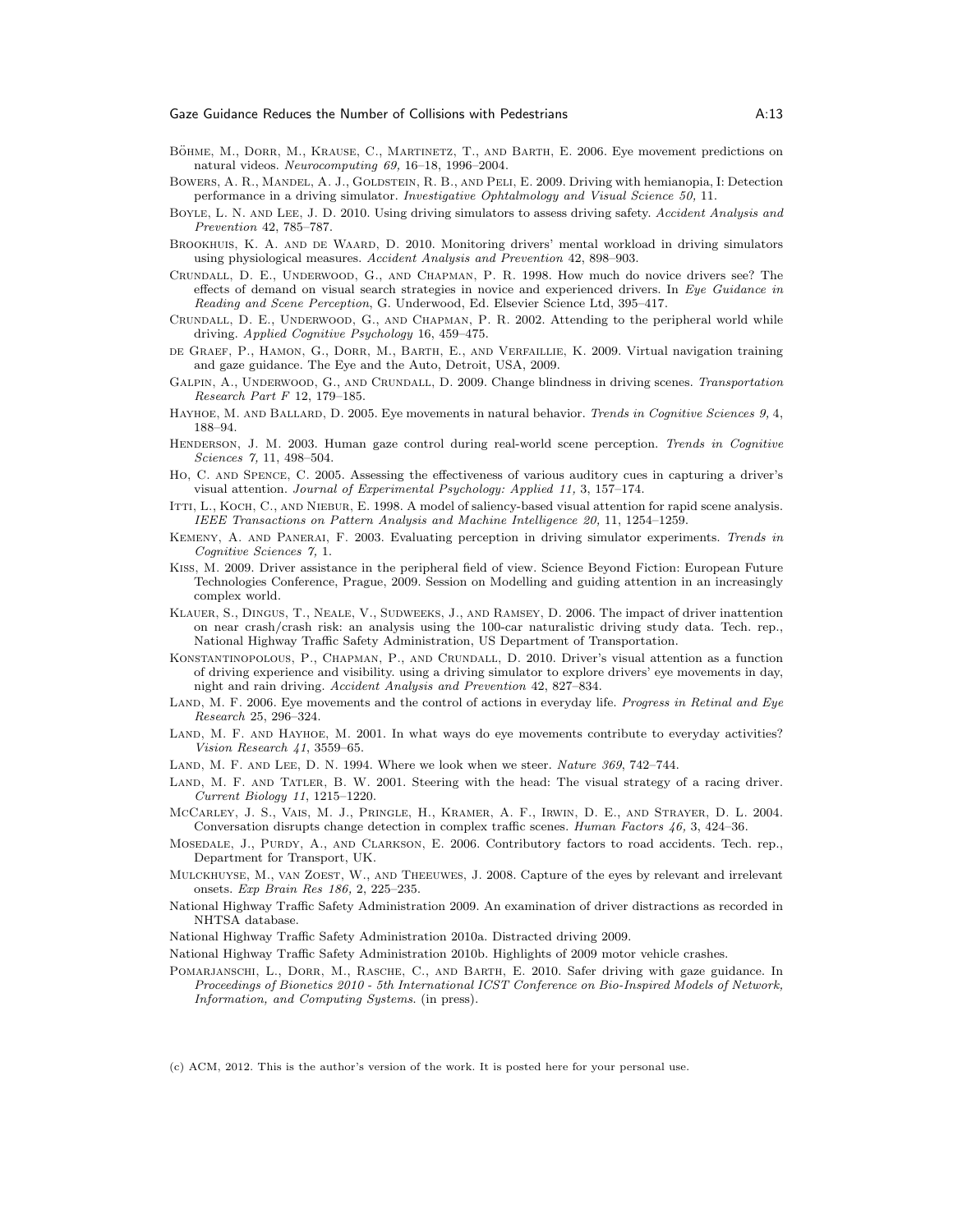Böhme, M., Dorr, M., Krause, C., Martinetz, T., and Barth, E. 2006. Eye movement predictions on natural videos. *Neurocomputing 69,* 16–18, 1996–2004.

Bowers, A. R., Mandel, A. J., Goldstein, R. B., and Peli, E. 2009. Driving with hemianopia, I: Detection performance in a driving simulator. *Investigative Ophtalmology and Visual Science 50,* 11.

Boyle, L. N. and Lee, J. D. 2010. Using driving simulators to assess driving safety. *Accident Analysis and Prevention* 42, 785–787.

Brookhuis, K. A. and de Waard, D. 2010. Monitoring drivers' mental workload in driving simulators using physiological measures. *Accident Analysis and Prevention* 42, 898–903.

Crundall, D. E., Underwood, G., and Chapman, P. R. 1998. How much do novice drivers see? The effects of demand on visual search strategies in novice and experienced drivers. In *Eye Guidance in Reading and Scene Perception*, G. Underwood, Ed. Elsevier Science Ltd, 395–417.

Crundall, D. E., Underwood, G., and Chapman, P. R. 2002. Attending to the peripheral world while driving. *Applied Cognitive Psychology* 16, 459–475.

de Graef, P., Hamon, G., Dorr, M., Barth, E., and Verfaillie, K. 2009. Virtual navigation training and gaze guidance. The Eye and the Auto, Detroit, USA, 2009.

Galpin, A., Underwood, G., and Crundall, D. 2009. Change blindness in driving scenes. *Transportation Research Part F* 12, 179–185.

Hayhoe, M. and Ballard, D. 2005. Eye movements in natural behavior. *Trends in Cognitive Sciences 9,* 4, 188–94.

Henderson, J. M. 2003. Human gaze control during real-world scene perception. *Trends in Cognitive Sciences 7,* 11, 498–504.

Ho, C. and Spence, C. 2005. Assessing the effectiveness of various auditory cues in capturing a driver's visual attention. *Journal of Experimental Psychology: Applied 11,* 3, 157–174.

Itti, L., Koch, C., and Niebur, E. 1998. A model of saliency-based visual attention for rapid scene analysis. *IEEE Transactions on Pattern Analysis and Machine Intelligence 20,* 11, 1254–1259.

Kemeny, A. and Panerai, F. 2003. Evaluating perception in driving simulator experiments. *Trends in Cognitive Sciences 7,* 1.

Kiss, M. 2009. Driver assistance in the peripheral field of view. Science Beyond Fiction: European Future Technologies Conference, Prague, 2009. Session on Modelling and guiding attention in an increasingly complex world.

Klauer, S., Dingus, T., Neale, V., Sudweeks, J., and Ramsey, D. 2006. The impact of driver inattention on near crash/crash risk: an analysis using the 100-car naturalistic driving study data. Tech. rep., National Highway Traffic Safety Administration, US Department of Transportation.

Konstantinopolous, P., Chapman, P., and Crundall, D. 2010. Driver's visual attention as a function of driving experience and visibility. using a driving simulator to explore drivers' eye movements in day, night and rain driving. *Accident Analysis and Prevention* 42, 827–834.

Land, M. F. 2006. Eye movements and the control of actions in everyday life. *Progress in Retinal and Eye Research* 25, 296–324.

Land, M. F. and Hayhoe, M. 2001. In what ways do eye movements contribute to everyday activities? *Vision Research 41*, 3559–65.

Land, M. F. and Lee, D. N. 1994. Where we look when we steer. *Nature 369*, 742–744.

Land, M. F. and Tatler, B. W. 2001. Steering with the head: The visual strategy of a racing driver. *Current Biology 11*, 1215–1220.

McCarley, J. S., Vais, M. J., Pringle, H., Kramer, A. F., Irwin, D. E., and Strayer, D. L. 2004. Conversation disrupts change detection in complex traffic scenes. *Human Factors 46,* 3, 424–36.

Mosedale, J., Purdy, A., and Clarkson, E. 2006. Contributory factors to road accidents. Tech. rep., Department for Transport, UK.

Mulckhuyse, M., van Zoest, W., and Theeuwes, J. 2008. Capture of the eyes by relevant and irrelevant onsets. *Exp Brain Res 186,* 2, 225–235.

National Highway Traffic Safety Administration 2009. An examination of driver distractions as recorded in NHTSA database.

National Highway Traffic Safety Administration 2010a. Distracted driving 2009.

National Highway Traffic Safety Administration 2010b. Highlights of 2009 motor vehicle crashes.

Pomarjanschi, L., Dorr, M., Rasche, C., and Barth, E. 2010. Safer driving with gaze guidance. In *Proceedings of Bionetics 2010 - 5th International ICST Conference on Bio-Inspired Models of Network, Information, and Computing Systems.* (in press).

(c) ACM, 2012. This is the author's version of the work. It is posted here for your personal use.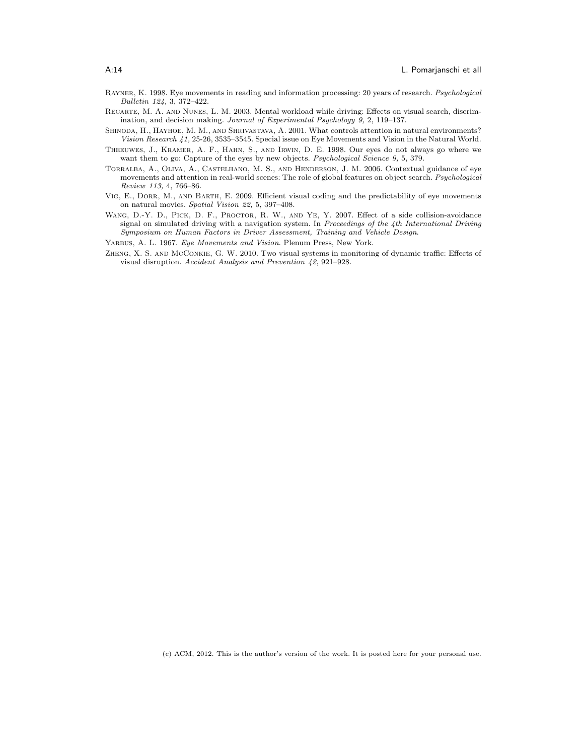Rayner, K. 1998. Eye movements in reading and information processing: 20 years of research. *Psychological Bulletin 124,* 3, 372–422.

Recarte, M. A. and Nunes, L. M. 2003. Mental workload while driving: Effects on visual search, discrimination, and decision making. *Journal of Experimental Psychology 9,* 2, 119–137.

Shinoda, H., Hayhoe, M. M., and Shrivastava, A. 2001. What controls attention in natural environments? *Vision Research 41,* 25-26, 3535–3545. Special issue on Eye Movements and Vision in the Natural World.

Theeuwes, J., Kramer, A. F., Hahn, S., and Irwin, D. E. 1998. Our eyes do not always go where we want them to go: Capture of the eyes by new objects. *Psychological Science 9*, 5, 379.

Torralba, A., Oliva, A., Castelhano, M. S., and Henderson, J. M. 2006. Contextual guidance of eye movements and attention in real-world scenes: The role of global features on object search. *Psychological Review 113,* 4, 766–86.

Vig, E., Dorr, M., and Barth, E. 2009. Efficient visual coding and the predictability of eye movements on natural movies. *Spatial Vision 22,* 5, 397–408.

Wang, D.-Y. D., Pick, D. F., Proctor, R. W., and Ye, Y. 2007. Effect of a side collision-avoidance signal on simulated driving with a navigation system. In *Proceedings of the 4th International Driving Symposium on Human Factors in Driver Assessment, Training and Vehicle Design*.

Yarbus, A. L. 1967. *Eye Movements and Vision*. Plenum Press, New York.

Zheng, X. S. and McConkie, G. W. 2010. Two visual systems in monitoring of dynamic traffic: Effects of visual disruption. *Accident Analysis and Prevention 42*, 921–928.

(c) ACM, 2012. This is the author's version of the work. It is posted here for your personal use.